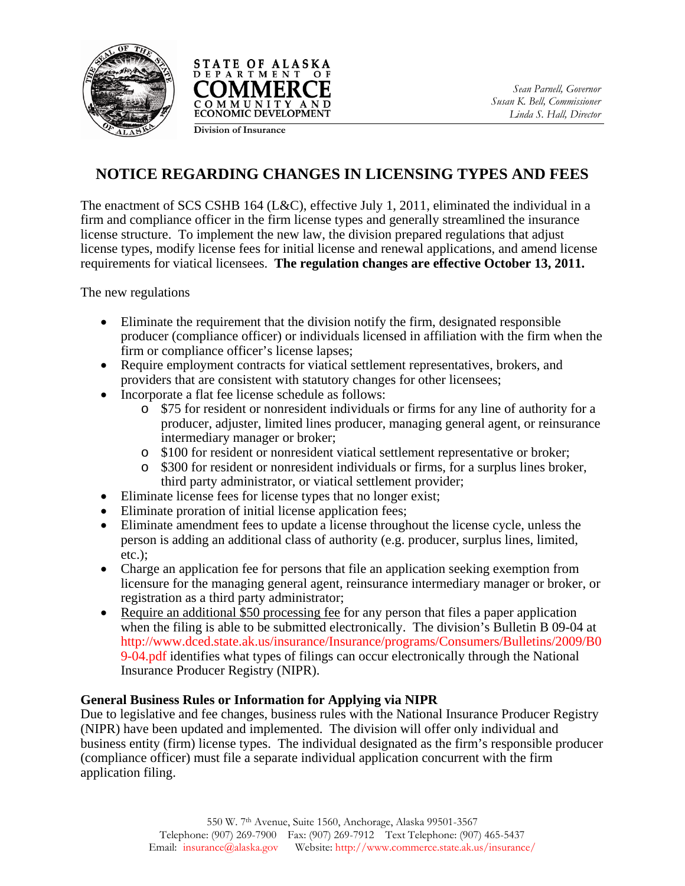STATE OF ALASKA
DEPARTMENT OF
COMMERCE
COMMUNITY AND
ECONOMIC DEVELOPMENT

Division of Insurance

*Sean Parnell, Governor*
*Susan K. Bell, Commissioner*
*Linda S. Hall, Director*

# NOTICE REGARDING CHANGES IN LICENSING TYPES AND FEES

The enactment of SCS CSHB 164 (L&C), effective July 1, 2011, eliminated the individual in a firm and compliance officer in the firm license types and generally streamlined the insurance license structure. To implement the new law, the division prepared regulations that adjust license types, modify license fees for initial license and renewal applications, and amend license requirements for viatical licensees. **The regulation changes are effective October 13, 2011.**

The new regulations

- Eliminate the requirement that the division notify the firm, designated responsible producer (compliance officer) or individuals licensed in affiliation with the firm when the firm or compliance officer's license lapses;
- Require employment contracts for viatical settlement representatives, brokers, and providers that are consistent with statutory changes for other licensees;
- Incorporate a flat fee license schedule as follows:
  - $75 for resident or nonresident individuals or firms for any line of authority for a producer, adjuster, limited lines producer, managing general agent, or reinsurance intermediary manager or broker;
  - $100 for resident or nonresident viatical settlement representative or broker;
  - $300 for resident or nonresident individuals or firms, for a surplus lines broker, third party administrator, or viatical settlement provider;
- Eliminate license fees for license types that no longer exist;
- Eliminate proration of initial license application fees;
- Eliminate amendment fees to update a license throughout the license cycle, unless the person is adding an additional class of authority (e.g. producer, surplus lines, limited, etc.);
- Charge an application fee for persons that file an application seeking exemption from licensure for the managing general agent, reinsurance intermediary manager or broker, or registration as a third party administrator;
- Require an additional $50 processing fee for any person that files a paper application when the filing is able to be submitted electronically. The division's Bulletin B 09-04 at http://www.dced.state.ak.us/insurance/Insurance/programs/Consumers/Bulletins/2009/B09-04.pdf identifies what types of filings can occur electronically through the National Insurance Producer Registry (NIPR).

**General Business Rules or Information for Applying via NIPR**

Due to legislative and fee changes, business rules with the National Insurance Producer Registry (NIPR) have been updated and implemented. The division will offer only individual and business entity (firm) license types. The individual designated as the firm's responsible producer (compliance officer) must file a separate individual application concurrent with the firm application filing.

550 W. 7th Avenue, Suite 1560, Anchorage, Alaska 99501-3567
Telephone: (907) 269-7900 Fax: (907) 269-7912 Text Telephone: (907) 465-5437
Email: insurance@alaska.gov Website: http://www.commerce.state.ak.us/insurance/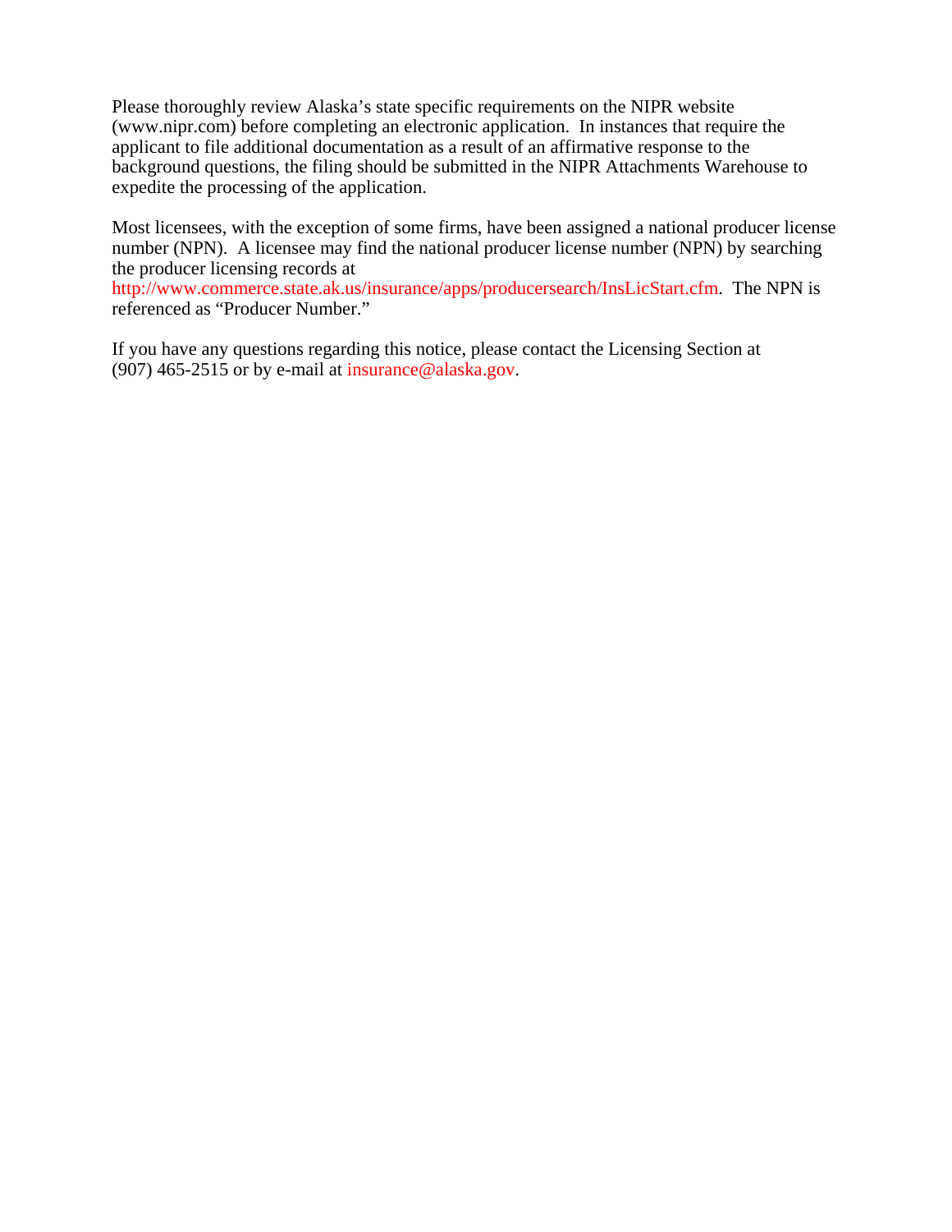Please thoroughly review Alaska's state specific requirements on the NIPR website (www.nipr.com) before completing an electronic application. In instances that require the applicant to file additional documentation as a result of an affirmative response to the background questions, the filing should be submitted in the NIPR Attachments Warehouse to expedite the processing of the application.

Most licensees, with the exception of some firms, have been assigned a national producer license number (NPN). A licensee may find the national producer license number (NPN) by searching the producer licensing records at http://www.commerce.state.ak.us/insurance/apps/producersearch/InsLicStart.cfm. The NPN is referenced as "Producer Number."

If you have any questions regarding this notice, please contact the Licensing Section at (907) 465-2515 or by e-mail at insurance@alaska.gov.